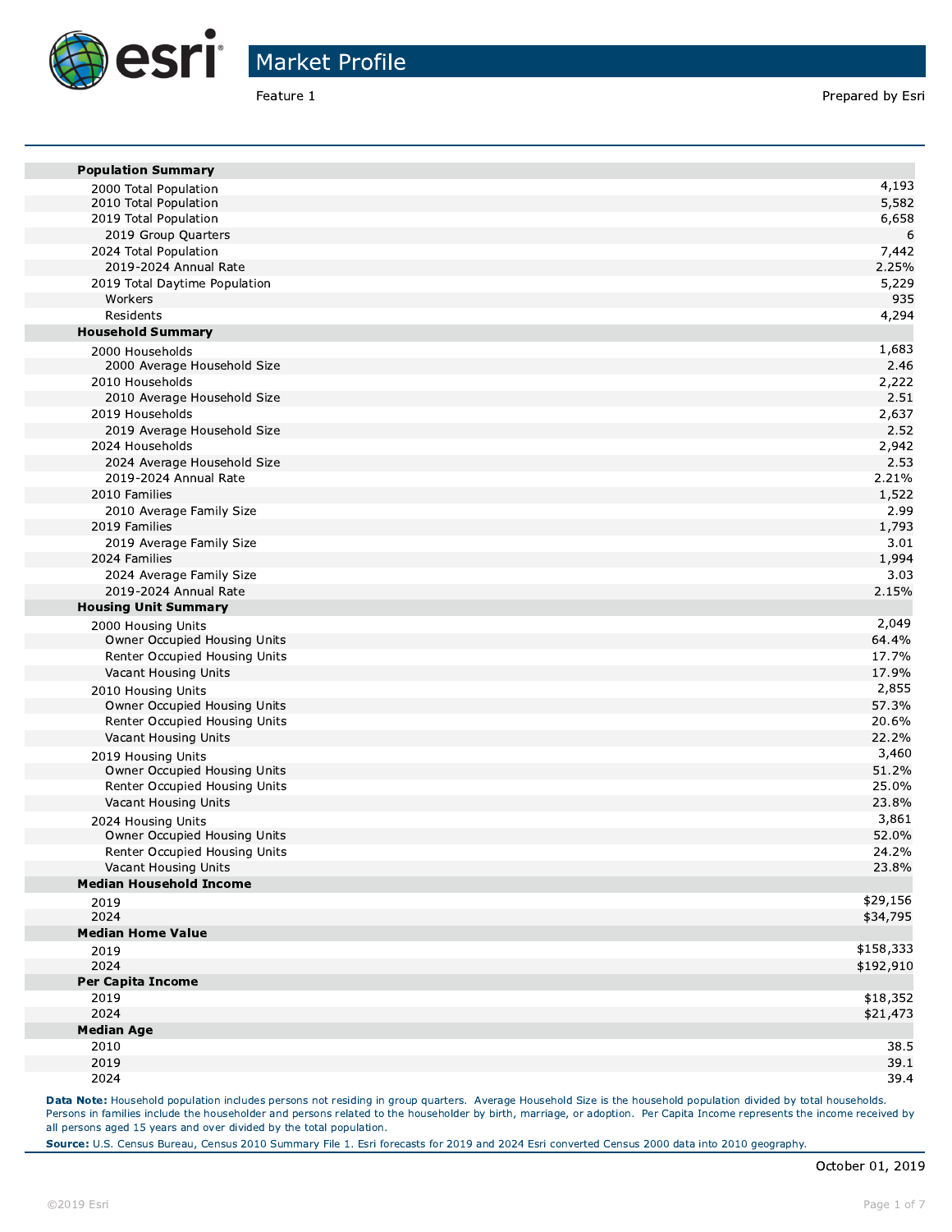# Market Profile

Feature 1

Prepared by Esri

| | |
|---|---|
| **Population Summary** | |
| 2000 Total Population | 4,193 |
| 2010 Total Population | 5,582 |
| 2019 Total Population | 6,658 |
| 2019 Group Quarters | 6 |
| 2024 Total Population | 7,442 |
| 2019-2024 Annual Rate | 2.25% |
| 2019 Total Daytime Population | 5,229 |
| Workers | 935 |
| Residents | 4,294 |
| **Household Summary** | |
| 2000 Households | 1,683 |
| 2000 Average Household Size | 2.46 |
| 2010 Households | 2,222 |
| 2010 Average Household Size | 2.51 |
| 2019 Households | 2,637 |
| 2019 Average Household Size | 2.52 |
| 2024 Households | 2,942 |
| 2024 Average Household Size | 2.53 |
| 2019-2024 Annual Rate | 2.21% |
| 2010 Families | 1,522 |
| 2010 Average Family Size | 2.99 |
| 2019 Families | 1,793 |
| 2019 Average Family Size | 3.01 |
| 2024 Families | 1,994 |
| 2024 Average Family Size | 3.03 |
| 2019-2024 Annual Rate | 2.15% |
| **Housing Unit Summary** | |
| 2000 Housing Units | 2,049 |
| Owner Occupied Housing Units | 64.4% |
| Renter Occupied Housing Units | 17.7% |
| Vacant Housing Units | 17.9% |
| 2010 Housing Units | 2,855 |
| Owner Occupied Housing Units | 57.3% |
| Renter Occupied Housing Units | 20.6% |
| Vacant Housing Units | 22.2% |
| 2019 Housing Units | 3,460 |
| Owner Occupied Housing Units | 51.2% |
| Renter Occupied Housing Units | 25.0% |
| Vacant Housing Units | 23.8% |
| 2024 Housing Units | 3,861 |
| Owner Occupied Housing Units | 52.0% |
| Renter Occupied Housing Units | 24.2% |
| Vacant Housing Units | 23.8% |
| **Median Household Income** | |
| 2019 | $29,156 |
| 2024 | $34,795 |
| **Median Home Value** | |
| 2019 | $158,333 |
| 2024 | $192,910 |
| **Per Capita Income** | |
| 2019 | $18,352 |
| 2024 | $21,473 |
| **Median Age** | |
| 2010 | 38.5 |
| 2019 | 39.1 |
| 2024 | 39.4 |

**Data Note:** Household population includes persons not residing in group quarters. Average Household Size is the household population divided by total households. Persons in families include the householder and persons related to the householder by birth, marriage, or adoption. Per Capita Income represents the income received by all persons aged 15 years and over divided by the total population.

**Source:** U.S. Census Bureau, Census 2010 Summary File 1. Esri forecasts for 2019 and 2024 Esri converted Census 2000 data into 2010 geography.

October 01, 2019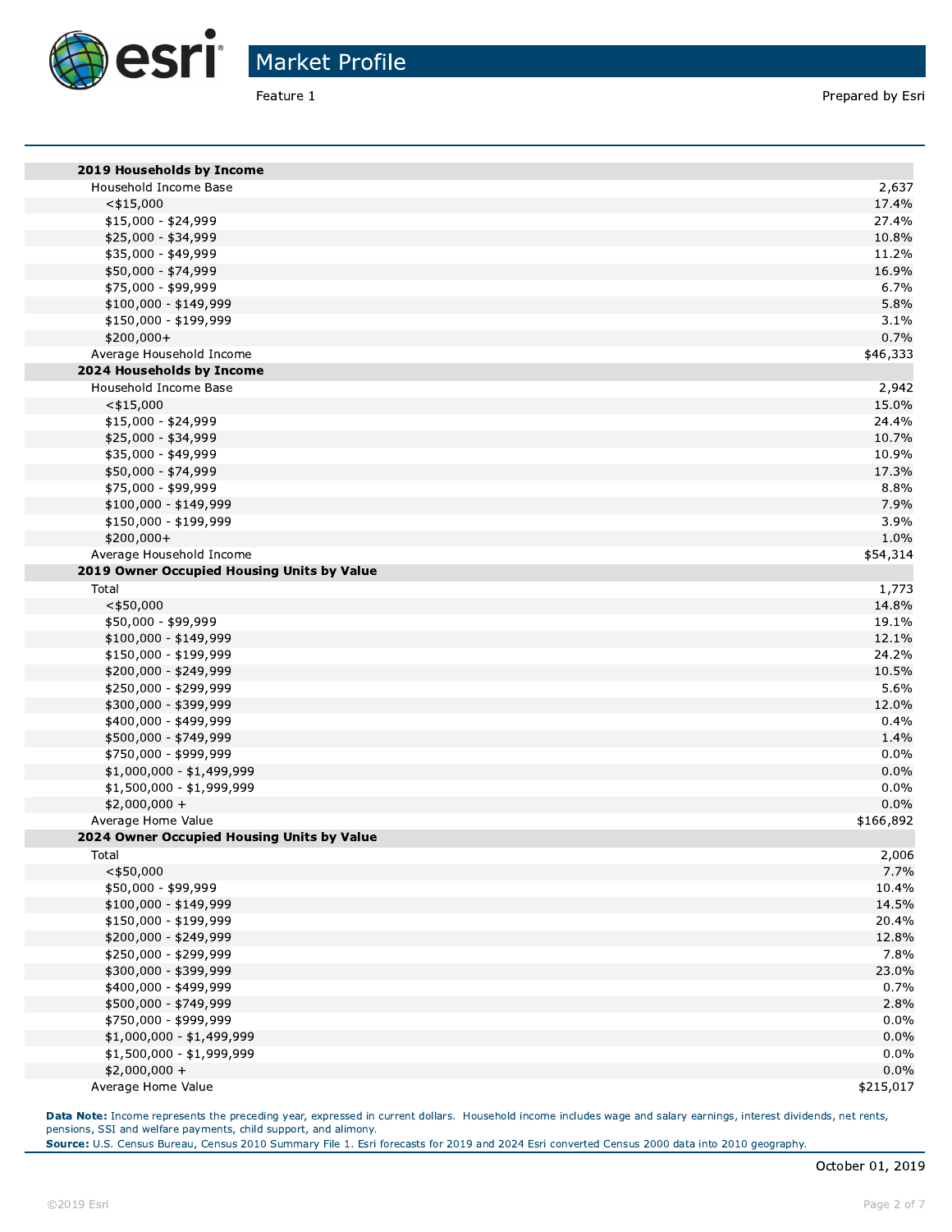# Market Profile

Feature 1

Prepared by Esri

| | |
|---|---|
| **2019 Households by Income** | |
| Household Income Base | 2,637 |
| <$15,000 | 17.4% |
| $15,000 - $24,999 | 27.4% |
| $25,000 - $34,999 | 10.8% |
| $35,000 - $49,999 | 11.2% |
| $50,000 - $74,999 | 16.9% |
| $75,000 - $99,999 | 6.7% |
| $100,000 - $149,999 | 5.8% |
| $150,000 - $199,999 | 3.1% |
| $200,000+ | 0.7% |
| Average Household Income | $46,333 |
| **2024 Households by Income** | |
| Household Income Base | 2,942 |
| <$15,000 | 15.0% |
| $15,000 - $24,999 | 24.4% |
| $25,000 - $34,999 | 10.7% |
| $35,000 - $49,999 | 10.9% |
| $50,000 - $74,999 | 17.3% |
| $75,000 - $99,999 | 8.8% |
| $100,000 - $149,999 | 7.9% |
| $150,000 - $199,999 | 3.9% |
| $200,000+ | 1.0% |
| Average Household Income | $54,314 |
| **2019 Owner Occupied Housing Units by Value** | |
| Total | 1,773 |
| <$50,000 | 14.8% |
| $50,000 - $99,999 | 19.1% |
| $100,000 - $149,999 | 12.1% |
| $150,000 - $199,999 | 24.2% |
| $200,000 - $249,999 | 10.5% |
| $250,000 - $299,999 | 5.6% |
| $300,000 - $399,999 | 12.0% |
| $400,000 - $499,999 | 0.4% |
| $500,000 - $749,999 | 1.4% |
| $750,000 - $999,999 | 0.0% |
| $1,000,000 - $1,499,999 | 0.0% |
| $1,500,000 - $1,999,999 | 0.0% |
| $2,000,000 + | 0.0% |
| Average Home Value | $166,892 |
| **2024 Owner Occupied Housing Units by Value** | |
| Total | 2,006 |
| <$50,000 | 7.7% |
| $50,000 - $99,999 | 10.4% |
| $100,000 - $149,999 | 14.5% |
| $150,000 - $199,999 | 20.4% |
| $200,000 - $249,999 | 12.8% |
| $250,000 - $299,999 | 7.8% |
| $300,000 - $399,999 | 23.0% |
| $400,000 - $499,999 | 0.7% |
| $500,000 - $749,999 | 2.8% |
| $750,000 - $999,999 | 0.0% |
| $1,000,000 - $1,499,999 | 0.0% |
| $1,500,000 - $1,999,999 | 0.0% |
| $2,000,000 + | 0.0% |
| Average Home Value | $215,017 |

**Data Note:** Income represents the preceding year, expressed in current dollars. Household income includes wage and salary earnings, interest dividends, net rents, pensions, SSI and welfare payments, child support, and alimony.
**Source:** U.S. Census Bureau, Census 2010 Summary File 1. Esri forecasts for 2019 and 2024 Esri converted Census 2000 data into 2010 geography.

October 01, 2019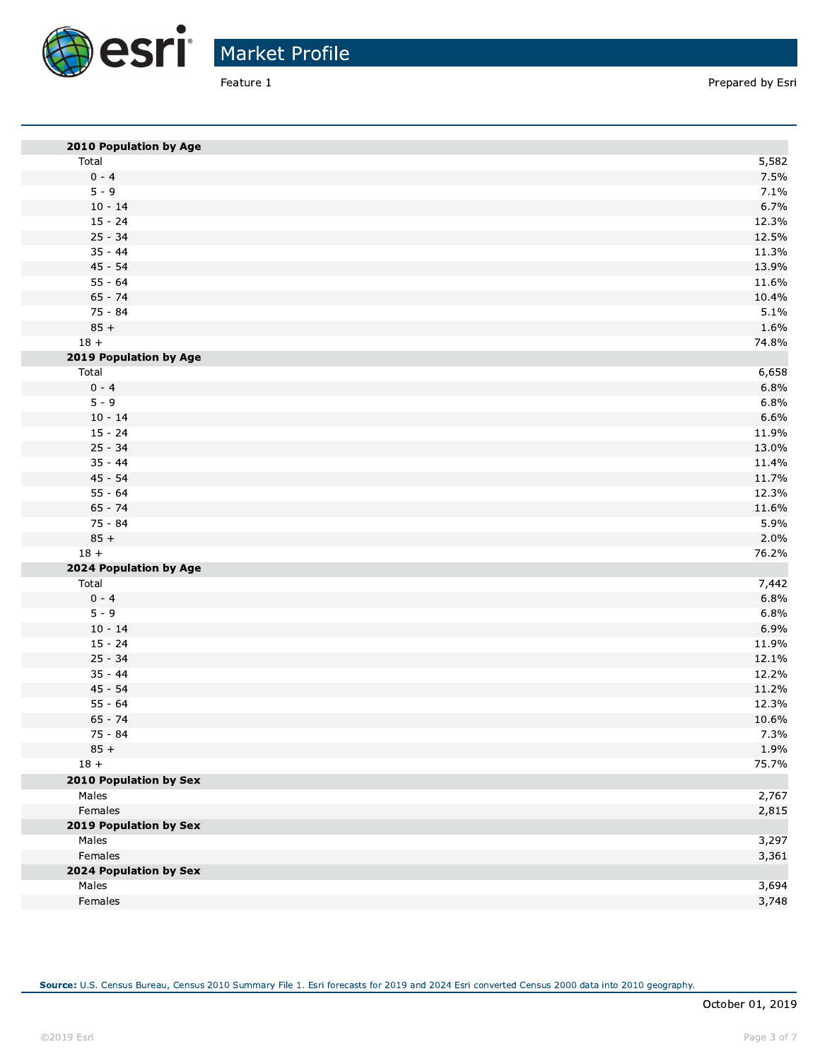# Market Profile

Feature 1

Prepared by Esri

| | |
|---|---|
| **2010 Population by Age** | |
| Total | 5,582 |
| 0 - 4 | 7.5% |
| 5 - 9 | 7.1% |
| 10 - 14 | 6.7% |
| 15 - 24 | 12.3% |
| 25 - 34 | 12.5% |
| 35 - 44 | 11.3% |
| 45 - 54 | 13.9% |
| 55 - 64 | 11.6% |
| 65 - 74 | 10.4% |
| 75 - 84 | 5.1% |
| 85 + | 1.6% |
| 18 + | 74.8% |
| **2019 Population by Age** | |
| Total | 6,658 |
| 0 - 4 | 6.8% |
| 5 - 9 | 6.8% |
| 10 - 14 | 6.6% |
| 15 - 24 | 11.9% |
| 25 - 34 | 13.0% |
| 35 - 44 | 11.4% |
| 45 - 54 | 11.7% |
| 55 - 64 | 12.3% |
| 65 - 74 | 11.6% |
| 75 - 84 | 5.9% |
| 85 + | 2.0% |
| 18 + | 76.2% |
| **2024 Population by Age** | |
| Total | 7,442 |
| 0 - 4 | 6.8% |
| 5 - 9 | 6.8% |
| 10 - 14 | 6.9% |
| 15 - 24 | 11.9% |
| 25 - 34 | 12.1% |
| 35 - 44 | 12.2% |
| 45 - 54 | 11.2% |
| 55 - 64 | 12.3% |
| 65 - 74 | 10.6% |
| 75 - 84 | 7.3% |
| 85 + | 1.9% |
| 18 + | 75.7% |
| **2010 Population by Sex** | |
| Males | 2,767 |
| Females | 2,815 |
| **2019 Population by Sex** | |
| Males | 3,297 |
| Females | 3,361 |
| **2024 Population by Sex** | |
| Males | 3,694 |
| Females | 3,748 |

**Source:** U.S. Census Bureau, Census 2010 Summary File 1. Esri forecasts for 2019 and 2024 Esri converted Census 2000 data into 2010 geography.

October 01, 2019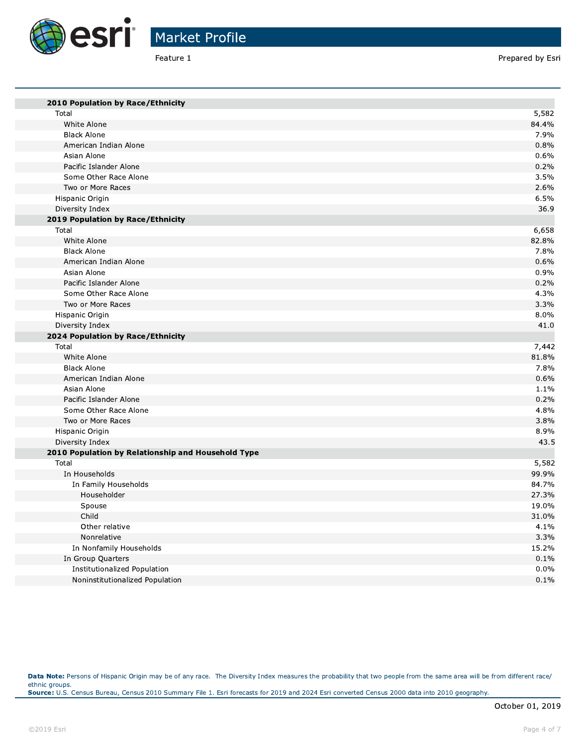# Market Profile

Feature 1

Prepared by Esri

| | |
|---|---|
| **2010 Population by Race/Ethnicity** | |
| Total | 5,582 |
| White Alone | 84.4% |
| Black Alone | 7.9% |
| American Indian Alone | 0.8% |
| Asian Alone | 0.6% |
| Pacific Islander Alone | 0.2% |
| Some Other Race Alone | 3.5% |
| Two or More Races | 2.6% |
| Hispanic Origin | 6.5% |
| Diversity Index | 36.9 |
| **2019 Population by Race/Ethnicity** | |
| Total | 6,658 |
| White Alone | 82.8% |
| Black Alone | 7.8% |
| American Indian Alone | 0.6% |
| Asian Alone | 0.9% |
| Pacific Islander Alone | 0.2% |
| Some Other Race Alone | 4.3% |
| Two or More Races | 3.3% |
| Hispanic Origin | 8.0% |
| Diversity Index | 41.0 |
| **2024 Population by Race/Ethnicity** | |
| Total | 7,442 |
| White Alone | 81.8% |
| Black Alone | 7.8% |
| American Indian Alone | 0.6% |
| Asian Alone | 1.1% |
| Pacific Islander Alone | 0.2% |
| Some Other Race Alone | 4.8% |
| Two or More Races | 3.8% |
| Hispanic Origin | 8.9% |
| Diversity Index | 43.5 |
| **2010 Population by Relationship and Household Type** | |
| Total | 5,582 |
| In Households | 99.9% |
| In Family Households | 84.7% |
| Householder | 27.3% |
| Spouse | 19.0% |
| Child | 31.0% |
| Other relative | 4.1% |
| Nonrelative | 3.3% |
| In Nonfamily Households | 15.2% |
| In Group Quarters | 0.1% |
| Institutionalized Population | 0.0% |
| Noninstitutionalized Population | 0.1% |

**Data Note:** Persons of Hispanic Origin may be of any race. The Diversity Index measures the probability that two people from the same area will be from different race/ethnic groups.
**Source:** U.S. Census Bureau, Census 2010 Summary File 1. Esri forecasts for 2019 and 2024 Esri converted Census 2000 data into 2010 geography.

October 01, 2019

©2019 Esri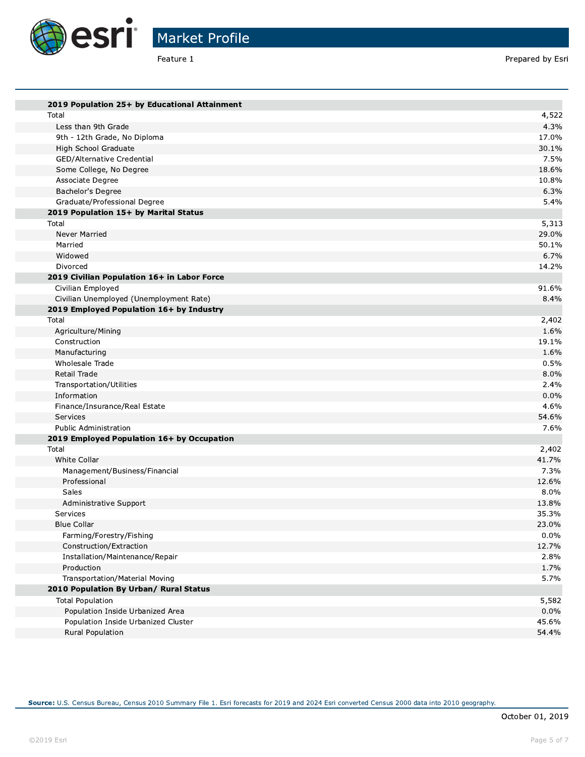# Market Profile

Feature 1

Prepared by Esri

| | |
|---|---|
| **2019 Population 25+ by Educational Attainment** | |
| Total | 4,522 |
| Less than 9th Grade | 4.3% |
| 9th - 12th Grade, No Diploma | 17.0% |
| High School Graduate | 30.1% |
| GED/Alternative Credential | 7.5% |
| Some College, No Degree | 18.6% |
| Associate Degree | 10.8% |
| Bachelor's Degree | 6.3% |
| Graduate/Professional Degree | 5.4% |
| **2019 Population 15+ by Marital Status** | |
| Total | 5,313 |
| Never Married | 29.0% |
| Married | 50.1% |
| Widowed | 6.7% |
| Divorced | 14.2% |
| **2019 Civilian Population 16+ in Labor Force** | |
| Civilian Employed | 91.6% |
| Civilian Unemployed (Unemployment Rate) | 8.4% |
| **2019 Employed Population 16+ by Industry** | |
| Total | 2,402 |
| Agriculture/Mining | 1.6% |
| Construction | 19.1% |
| Manufacturing | 1.6% |
| Wholesale Trade | 0.5% |
| Retail Trade | 8.0% |
| Transportation/Utilities | 2.4% |
| Information | 0.0% |
| Finance/Insurance/Real Estate | 4.6% |
| Services | 54.6% |
| Public Administration | 7.6% |
| **2019 Employed Population 16+ by Occupation** | |
| Total | 2,402 |
| White Collar | 41.7% |
| Management/Business/Financial | 7.3% |
| Professional | 12.6% |
| Sales | 8.0% |
| Administrative Support | 13.8% |
| Services | 35.3% |
| Blue Collar | 23.0% |
| Farming/Forestry/Fishing | 0.0% |
| Construction/Extraction | 12.7% |
| Installation/Maintenance/Repair | 2.8% |
| Production | 1.7% |
| Transportation/Material Moving | 5.7% |
| **2010 Population By Urban/ Rural Status** | |
| Total Population | 5,582 |
| Population Inside Urbanized Area | 0.0% |
| Population Inside Urbanized Cluster | 45.6% |
| Rural Population | 54.4% |

**Source:** U.S. Census Bureau, Census 2010 Summary File 1. Esri forecasts for 2019 and 2024 Esri converted Census 2000 data into 2010 geography.

October 01, 2019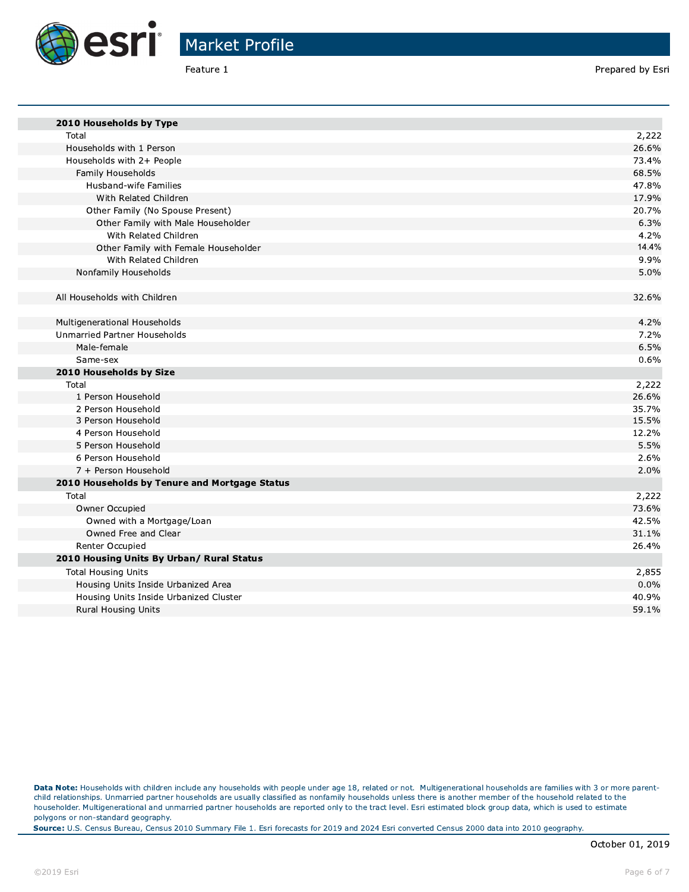# Market Profile

Feature 1

Prepared by Esri

| 2010 Households by Type | |
|---|---|
| Total | 2,222 |
| Households with 1 Person | 26.6% |
| Households with 2+ People | 73.4% |
| Family Households | 68.5% |
| Husband-wife Families | 47.8% |
| With Related Children | 17.9% |
| Other Family (No Spouse Present) | 20.7% |
| Other Family with Male Householder | 6.3% |
| With Related Children | 4.2% |
| Other Family with Female Householder | 14.4% |
| With Related Children | 9.9% |
| Nonfamily Households | 5.0% |
| | |
| All Households with Children | 32.6% |
| | |
| Multigenerational Households | 4.2% |
| Unmarried Partner Households | 7.2% |
| Male-female | 6.5% |
| Same-sex | 0.6% |
| **2010 Households by Size** | |
| Total | 2,222 |
| 1 Person Household | 26.6% |
| 2 Person Household | 35.7% |
| 3 Person Household | 15.5% |
| 4 Person Household | 12.2% |
| 5 Person Household | 5.5% |
| 6 Person Household | 2.6% |
| 7 + Person Household | 2.0% |
| **2010 Households by Tenure and Mortgage Status** | |
| Total | 2,222 |
| Owner Occupied | 73.6% |
| Owned with a Mortgage/Loan | 42.5% |
| Owned Free and Clear | 31.1% |
| Renter Occupied | 26.4% |
| **2010 Housing Units By Urban/ Rural Status** | |
| Total Housing Units | 2,855 |
| Housing Units Inside Urbanized Area | 0.0% |
| Housing Units Inside Urbanized Cluster | 40.9% |
| Rural Housing Units | 59.1% |

**Data Note:** Households with children include any households with people under age 18, related or not. Multigenerational households are families with 3 or more parent-child relationships. Unmarried partner households are usually classified as nonfamily households unless there is another member of the household related to the householder. Multigenerational and unmarried partner households are reported only to the tract level. Esri estimated block group data, which is used to estimate polygons or non-standard geography.

**Source:** U.S. Census Bureau, Census 2010 Summary File 1. Esri forecasts for 2019 and 2024 Esri converted Census 2000 data into 2010 geography.

October 01, 2019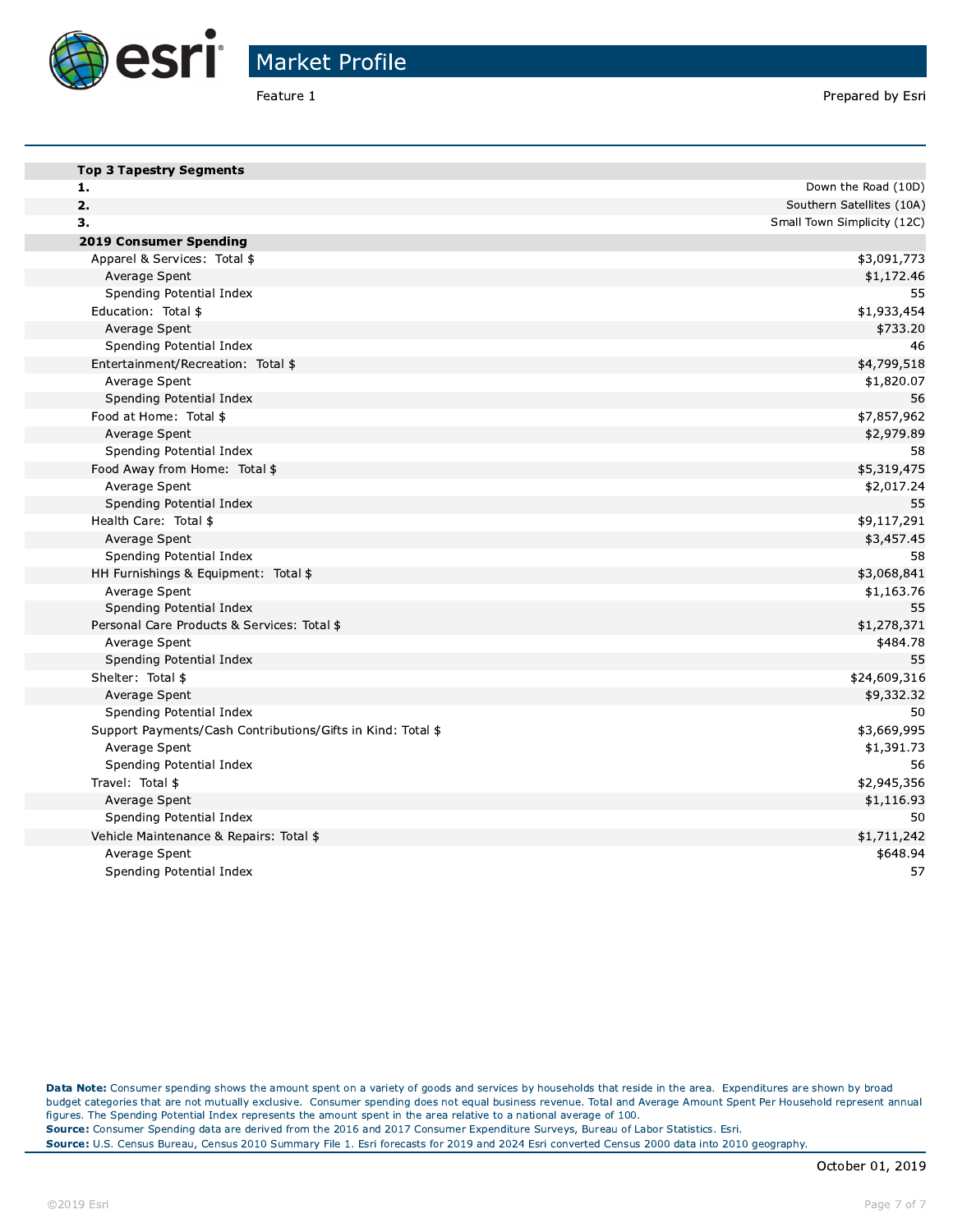# Market Profile

Feature 1

Prepared by Esri

| | |
|---|---|
| **Top 3 Tapestry Segments** | |
| **1.** | Down the Road (10D) |
| **2.** | Southern Satellites (10A) |
| **3.** | Small Town Simplicity (12C) |
| **2019 Consumer Spending** | |
| Apparel & Services: Total $ | $3,091,773 |
| Average Spent | $1,172.46 |
| Spending Potential Index | 55 |
| Education: Total $ | $1,933,454 |
| Average Spent | $733.20 |
| Spending Potential Index | 46 |
| Entertainment/Recreation: Total $ | $4,799,518 |
| Average Spent | $1,820.07 |
| Spending Potential Index | 56 |
| Food at Home: Total $ | $7,857,962 |
| Average Spent | $2,979.89 |
| Spending Potential Index | 58 |
| Food Away from Home: Total $ | $5,319,475 |
| Average Spent | $2,017.24 |
| Spending Potential Index | 55 |
| Health Care: Total $ | $9,117,291 |
| Average Spent | $3,457.45 |
| Spending Potential Index | 58 |
| HH Furnishings & Equipment: Total $ | $3,068,841 |
| Average Spent | $1,163.76 |
| Spending Potential Index | 55 |
| Personal Care Products & Services: Total $ | $1,278,371 |
| Average Spent | $484.78 |
| Spending Potential Index | 55 |
| Shelter: Total $ | $24,609,316 |
| Average Spent | $9,332.32 |
| Spending Potential Index | 50 |
| Support Payments/Cash Contributions/Gifts in Kind: Total $ | $3,669,995 |
| Average Spent | $1,391.73 |
| Spending Potential Index | 56 |
| Travel: Total $ | $2,945,356 |
| Average Spent | $1,116.93 |
| Spending Potential Index | 50 |
| Vehicle Maintenance & Repairs: Total $ | $1,711,242 |
| Average Spent | $648.94 |
| Spending Potential Index | 57 |

**Data Note:** Consumer spending shows the amount spent on a variety of goods and services by households that reside in the area. Expenditures are shown by broad budget categories that are not mutually exclusive. Consumer spending does not equal business revenue. Total and Average Amount Spent Per Household represent annual figures. The Spending Potential Index represents the amount spent in the area relative to a national average of 100.
**Source:** Consumer Spending data are derived from the 2016 and 2017 Consumer Expenditure Surveys, Bureau of Labor Statistics. Esri.
**Source:** U.S. Census Bureau, Census 2010 Summary File 1. Esri forecasts for 2019 and 2024 Esri converted Census 2000 data into 2010 geography.

October 01, 2019

©2019 Esri